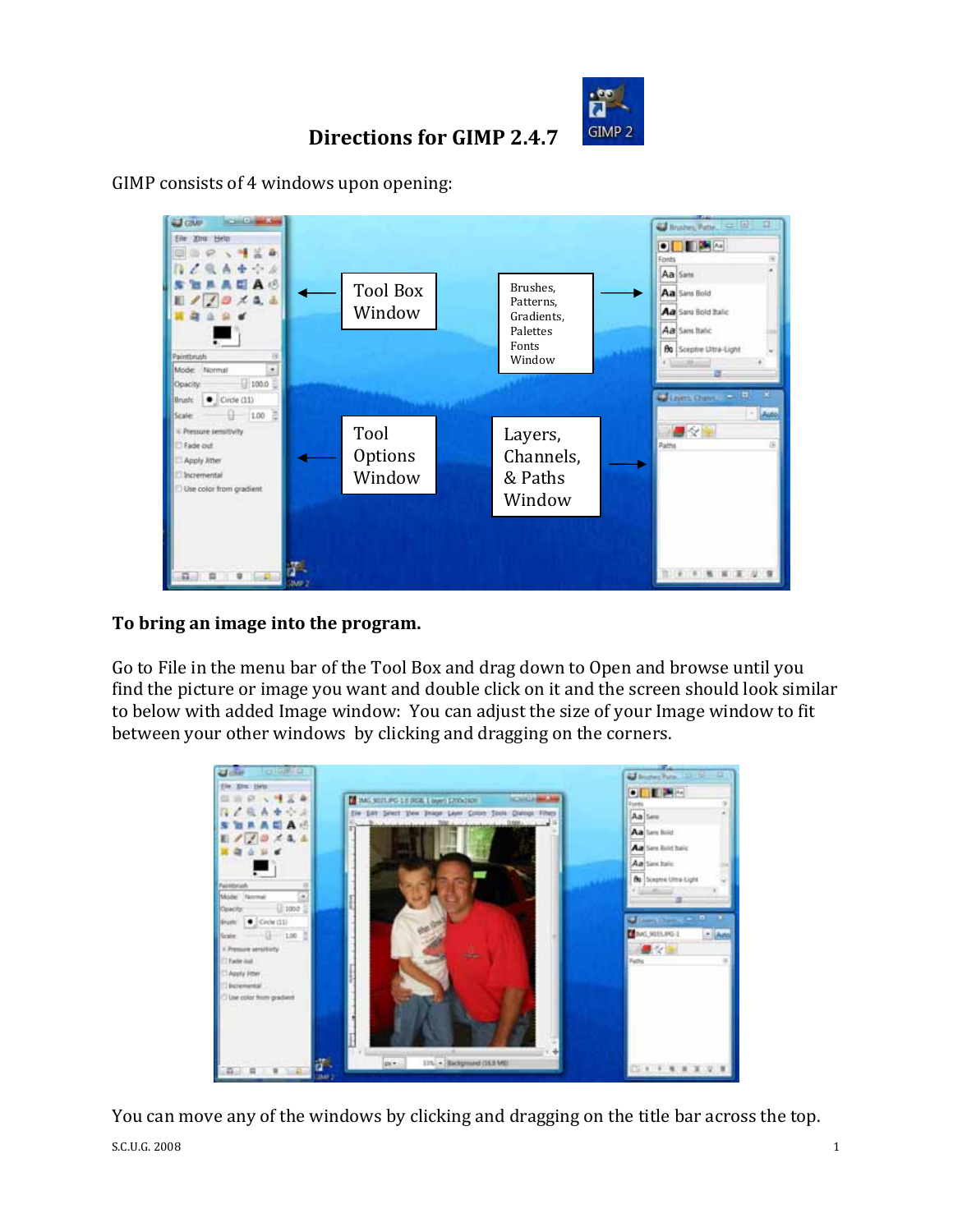# Directions for GIMP 2.4.7

GIMP consists of 4 windows upon opening:

Tool Box Window

Brushes, Patterns, Gradients, Palettes Fonts Window

Tool Options Window

Layers, Channels, & Paths Window

**To bring an image into the program.**

Go to File in the menu bar of the Tool Box and drag down to Open and browse until you find the picture or image you want and double click on it and the screen should look similar to below with added Image window: You can adjust the size of your Image window to fit between your other windows by clicking and dragging on the corners.

You can move any of the windows by clicking and dragging on the title bar across the top.

S.C.U.G. 2008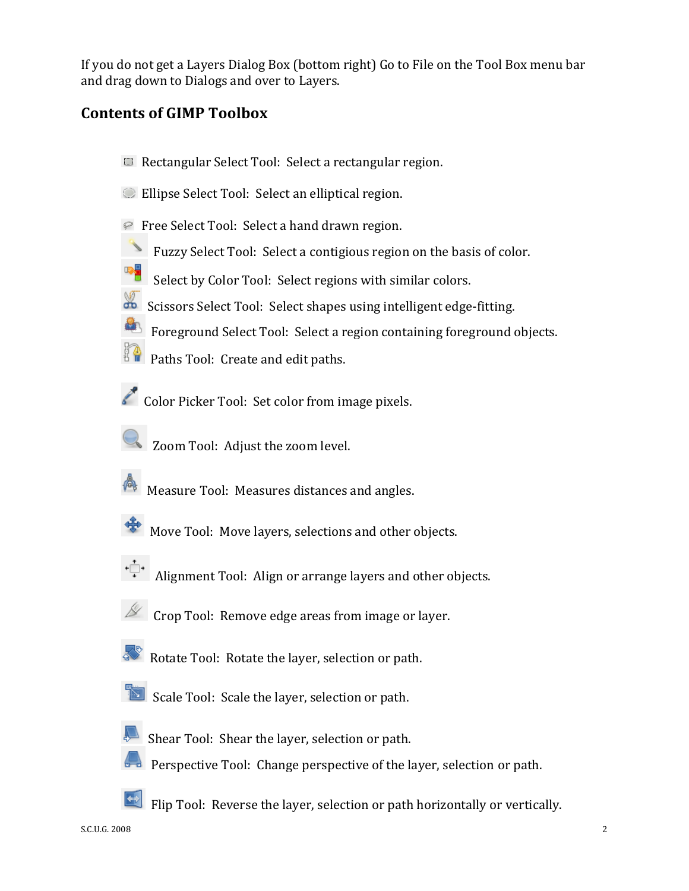If you do not get a Layers Dialog Box (bottom right) Go to File on the Tool Box menu bar and drag down to Dialogs and over to Layers.

## Contents of GIMP Toolbox

Rectangular Select Tool: Select a rectangular region.

Ellipse Select Tool: Select an elliptical region.

Free Select Tool: Select a hand drawn region.

Fuzzy Select Tool: Select a contigious region on the basis of color.

Select by Color Tool: Select regions with similar colors.

Scissors Select Tool: Select shapes using intelligent edge-fitting.

Foreground Select Tool: Select a region containing foreground objects.

Paths Tool: Create and edit paths.

Color Picker Tool: Set color from image pixels.

Zoom Tool: Adjust the zoom level.

Measure Tool: Measures distances and angles.

Move Tool: Move layers, selections and other objects.

Alignment Tool: Align or arrange layers and other objects.

Crop Tool: Remove edge areas from image or layer.

Rotate Tool: Rotate the layer, selection or path.

Scale Tool: Scale the layer, selection or path.

Shear Tool: Shear the layer, selection or path.

Perspective Tool: Change perspective of the layer, selection or path.

Flip Tool: Reverse the layer, selection or path horizontally or vertically.

S.C.U.G. 2008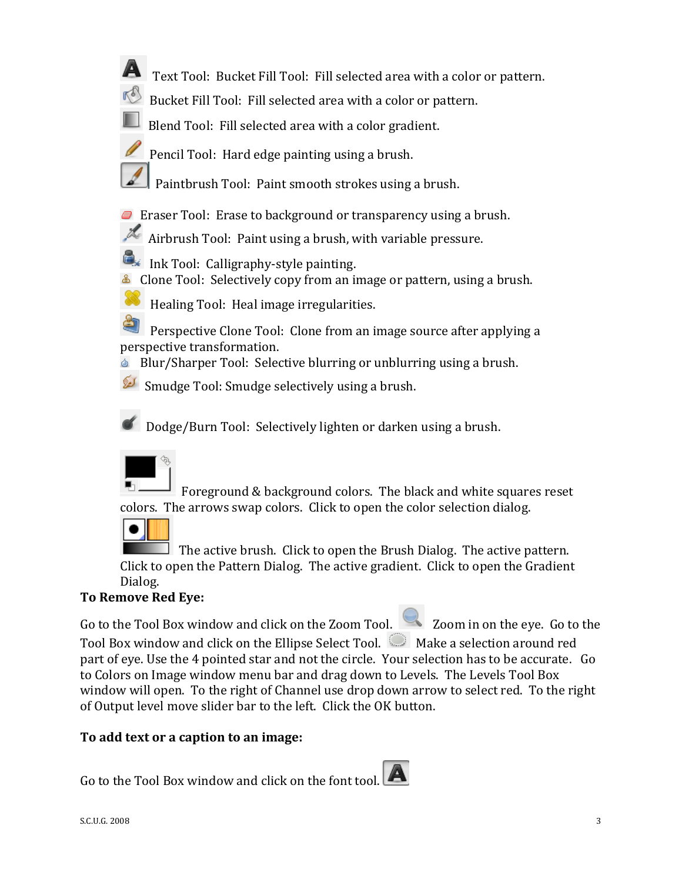Text Tool: Bucket Fill Tool: Fill selected area with a color or pattern.

Bucket Fill Tool: Fill selected area with a color or pattern.

Blend Tool: Fill selected area with a color gradient.

Pencil Tool: Hard edge painting using a brush.

Paintbrush Tool: Paint smooth strokes using a brush.

Eraser Tool: Erase to background or transparency using a brush.

Airbrush Tool: Paint using a brush, with variable pressure.

Ink Tool: Calligraphy-style painting.

Clone Tool: Selectively copy from an image or pattern, using a brush.

Healing Tool: Heal image irregularities.

Perspective Clone Tool: Clone from an image source after applying a perspective transformation.

Blur/Sharper Tool: Selective blurring or unblurring using a brush.

Smudge Tool: Smudge selectively using a brush.

Dodge/Burn Tool: Selectively lighten or darken using a brush.

Foreground & background colors. The black and white squares reset colors. The arrows swap colors. Click to open the color selection dialog.

The active brush. Click to open the Brush Dialog. The active pattern. Click to open the Pattern Dialog. The active gradient. Click to open the Gradient Dialog.

**To Remove Red Eye:**

Go to the Tool Box window and click on the Zoom Tool. Zoom in on the eye. Go to the Tool Box window and click on the Ellipse Select Tool. Make a selection around red part of eye. Use the 4 pointed star and not the circle. Your selection has to be accurate. Go to Colors on Image window menu bar and drag down to Levels. The Levels Tool Box window will open. To the right of Channel use drop down arrow to select red. To the right of Output level move slider bar to the left. Click the OK button.

**To add text or a caption to an image:**

Go to the Tool Box window and click on the font tool.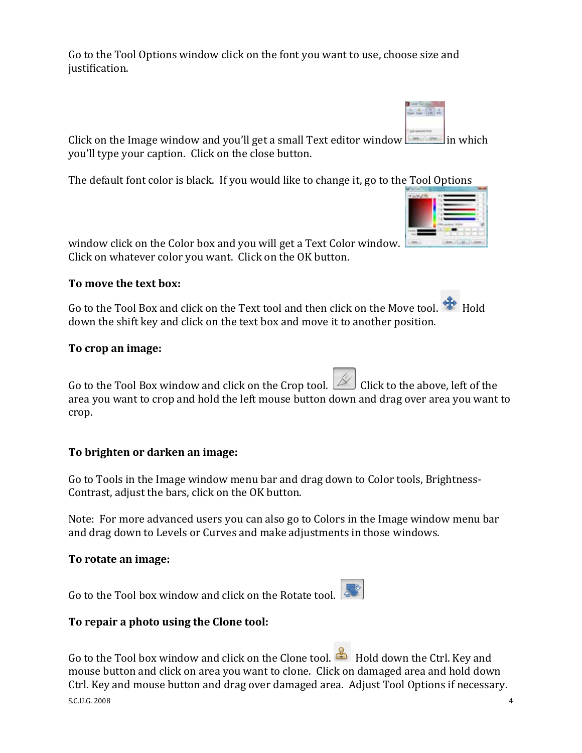Go to the Tool Options window click on the font you want to use, choose size and justification.

Click on the Image window and you'll get a small Text editor window in which you'll type your caption. Click on the close button.

The default font color is black. If you would like to change it, go to the Tool Options window click on the Color box and you will get a Text Color window. Click on whatever color you want. Click on the OK button.

**To move the text box:**

Go to the Tool Box and click on the Text tool and then click on the Move tool. Hold down the shift key and click on the text box and move it to another position.

**To crop an image:**

Go to the Tool Box window and click on the Crop tool. Click to the above, left of the area you want to crop and hold the left mouse button down and drag over area you want to crop.

**To brighten or darken an image:**

Go to Tools in the Image window menu bar and drag down to Color tools, Brightness-Contrast, adjust the bars, click on the OK button.

Note: For more advanced users you can also go to Colors in the Image window menu bar and drag down to Levels or Curves and make adjustments in those windows.

**To rotate an image:**

Go to the Tool box window and click on the Rotate tool.

**To repair a photo using the Clone tool:**

Go to the Tool box window and click on the Clone tool. Hold down the Ctrl. Key and mouse button and click on area you want to clone. Click on damaged area and hold down Ctrl. Key and mouse button and drag over damaged area. Adjust Tool Options if necessary.

S.C.U.G. 2008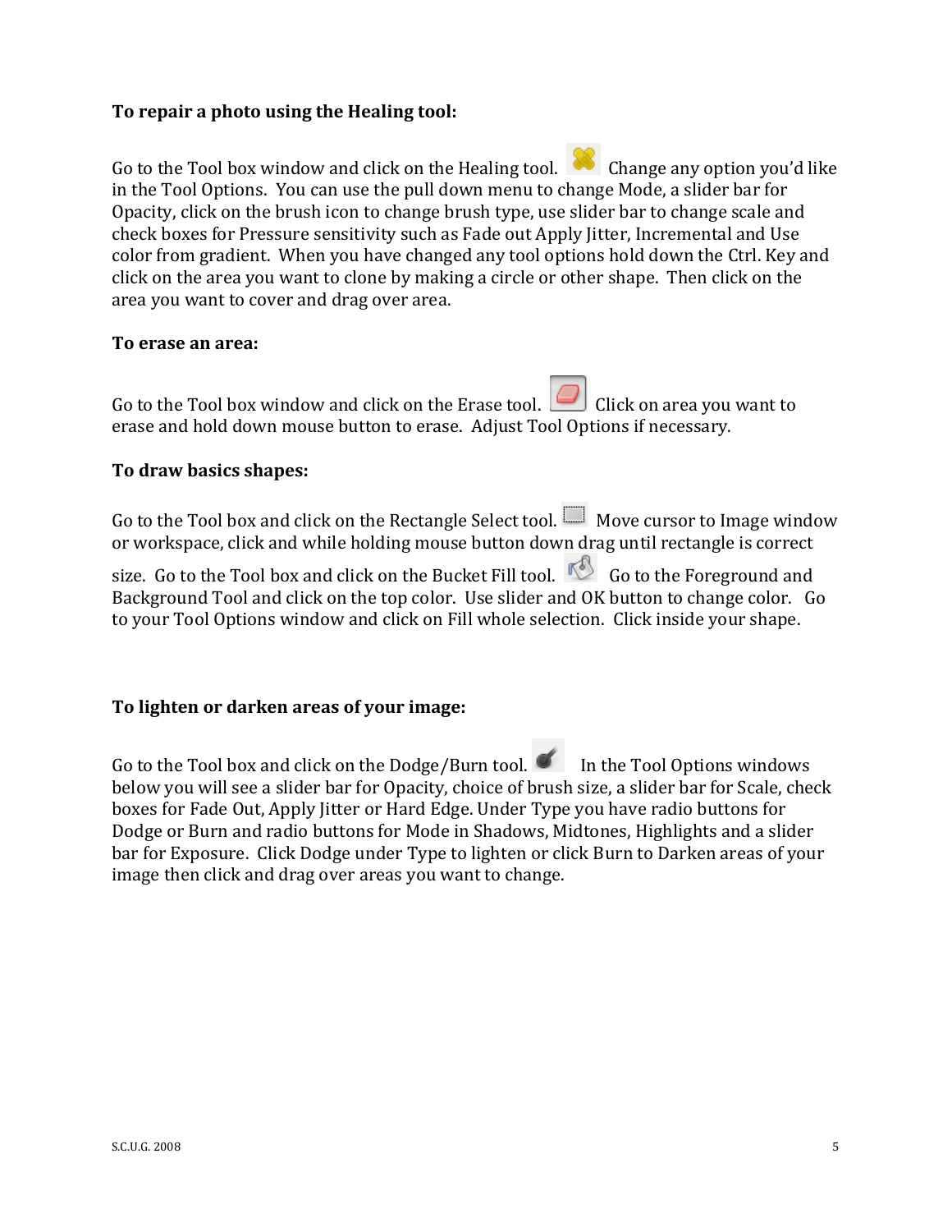**To repair a photo using the Healing tool:**

Go to the Tool box window and click on the Healing tool. Change any option you'd like in the Tool Options. You can use the pull down menu to change Mode, a slider bar for Opacity, click on the brush icon to change brush type, use slider bar to change scale and check boxes for Pressure sensitivity such as Fade out Apply Jitter, Incremental and Use color from gradient. When you have changed any tool options hold down the Ctrl. Key and click on the area you want to clone by making a circle or other shape. Then click on the area you want to cover and drag over area.

**To erase an area:**

Go to the Tool box window and click on the Erase tool. Click on area you want to erase and hold down mouse button to erase. Adjust Tool Options if necessary.

**To draw basics shapes:**

Go to the Tool box and click on the Rectangle Select tool. Move cursor to Image window or workspace, click and while holding mouse button down drag until rectangle is correct size. Go to the Tool box and click on the Bucket Fill tool. Go to the Foreground and Background Tool and click on the top color. Use slider and OK button to change color. Go to your Tool Options window and click on Fill whole selection. Click inside your shape.

**To lighten or darken areas of your image:**

Go to the Tool box and click on the Dodge/Burn tool. In the Tool Options windows below you will see a slider bar for Opacity, choice of brush size, a slider bar for Scale, check boxes for Fade Out, Apply Jitter or Hard Edge. Under Type you have radio buttons for Dodge or Burn and radio buttons for Mode in Shadows, Midtones, Highlights and a slider bar for Exposure. Click Dodge under Type to lighten or click Burn to Darken areas of your image then click and drag over areas you want to change.